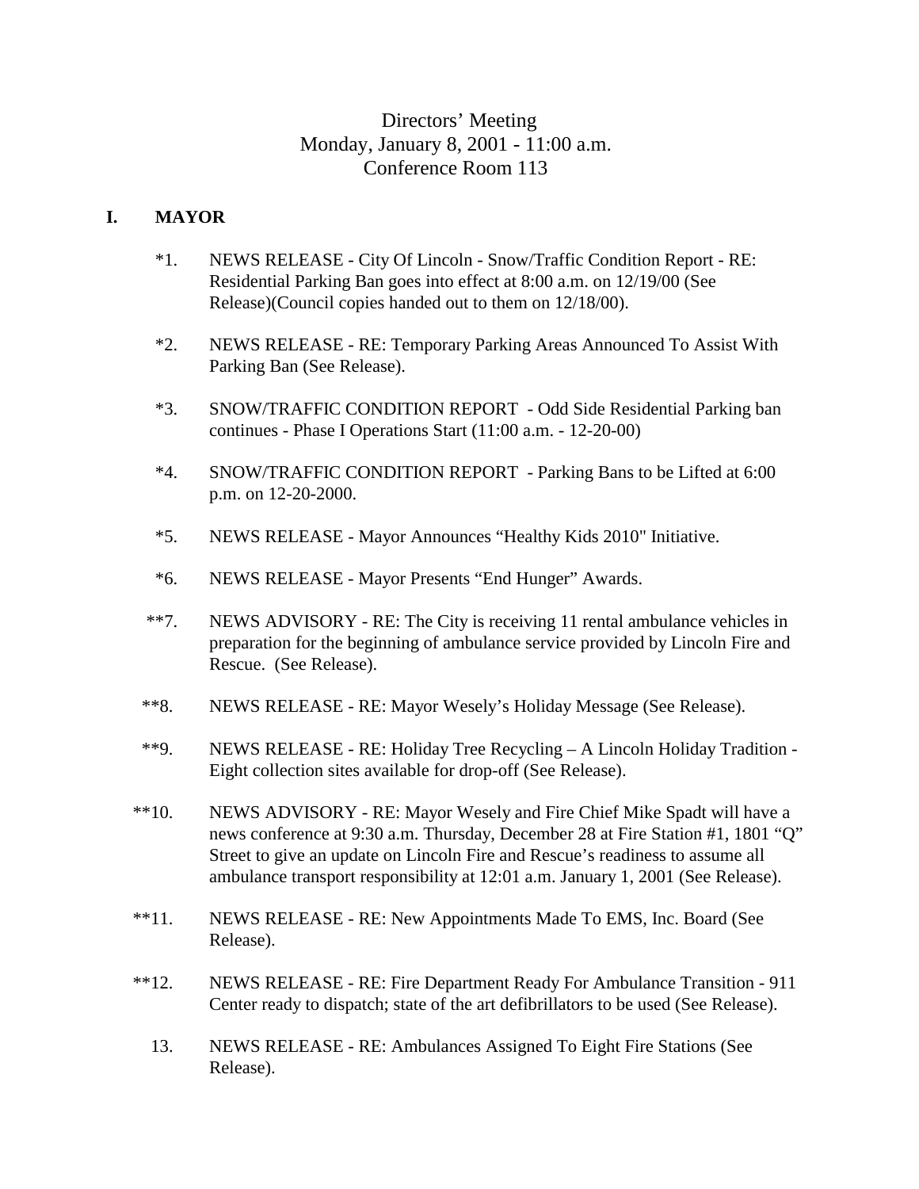# Directors' Meeting
## Monday, January 8, 2001 - 11:00 a.m.
## Conference Room 113

**I. MAYOR**

*1. NEWS RELEASE - City Of Lincoln - Snow/Traffic Condition Report - RE: Residential Parking Ban goes into effect at 8:00 a.m. on 12/19/00 (See Release)(Council copies handed out to them on 12/18/00).

*2. NEWS RELEASE - RE: Temporary Parking Areas Announced To Assist With Parking Ban (See Release).

*3. SNOW/TRAFFIC CONDITION REPORT - Odd Side Residential Parking ban continues - Phase I Operations Start (11:00 a.m. - 12-20-00)

*4. SNOW/TRAFFIC CONDITION REPORT - Parking Bans to be Lifted at 6:00 p.m. on 12-20-2000.

*5. NEWS RELEASE - Mayor Announces "Healthy Kids 2010" Initiative.

*6. NEWS RELEASE - Mayor Presents "End Hunger" Awards.

**7. NEWS ADVISORY - RE: The City is receiving 11 rental ambulance vehicles in preparation for the beginning of ambulance service provided by Lincoln Fire and Rescue. (See Release).

**8. NEWS RELEASE - RE: Mayor Wesely's Holiday Message (See Release).

**9. NEWS RELEASE - RE: Holiday Tree Recycling – A Lincoln Holiday Tradition - Eight collection sites available for drop-off (See Release).

**10. NEWS ADVISORY - RE: Mayor Wesely and Fire Chief Mike Spadt will have a news conference at 9:30 a.m. Thursday, December 28 at Fire Station #1, 1801 "Q" Street to give an update on Lincoln Fire and Rescue's readiness to assume all ambulance transport responsibility at 12:01 a.m. January 1, 2001 (See Release).

**11. NEWS RELEASE - RE: New Appointments Made To EMS, Inc. Board (See Release).

**12. NEWS RELEASE - RE: Fire Department Ready For Ambulance Transition - 911 Center ready to dispatch; state of the art defibrillators to be used (See Release).

13. NEWS RELEASE - RE: Ambulances Assigned To Eight Fire Stations (See Release).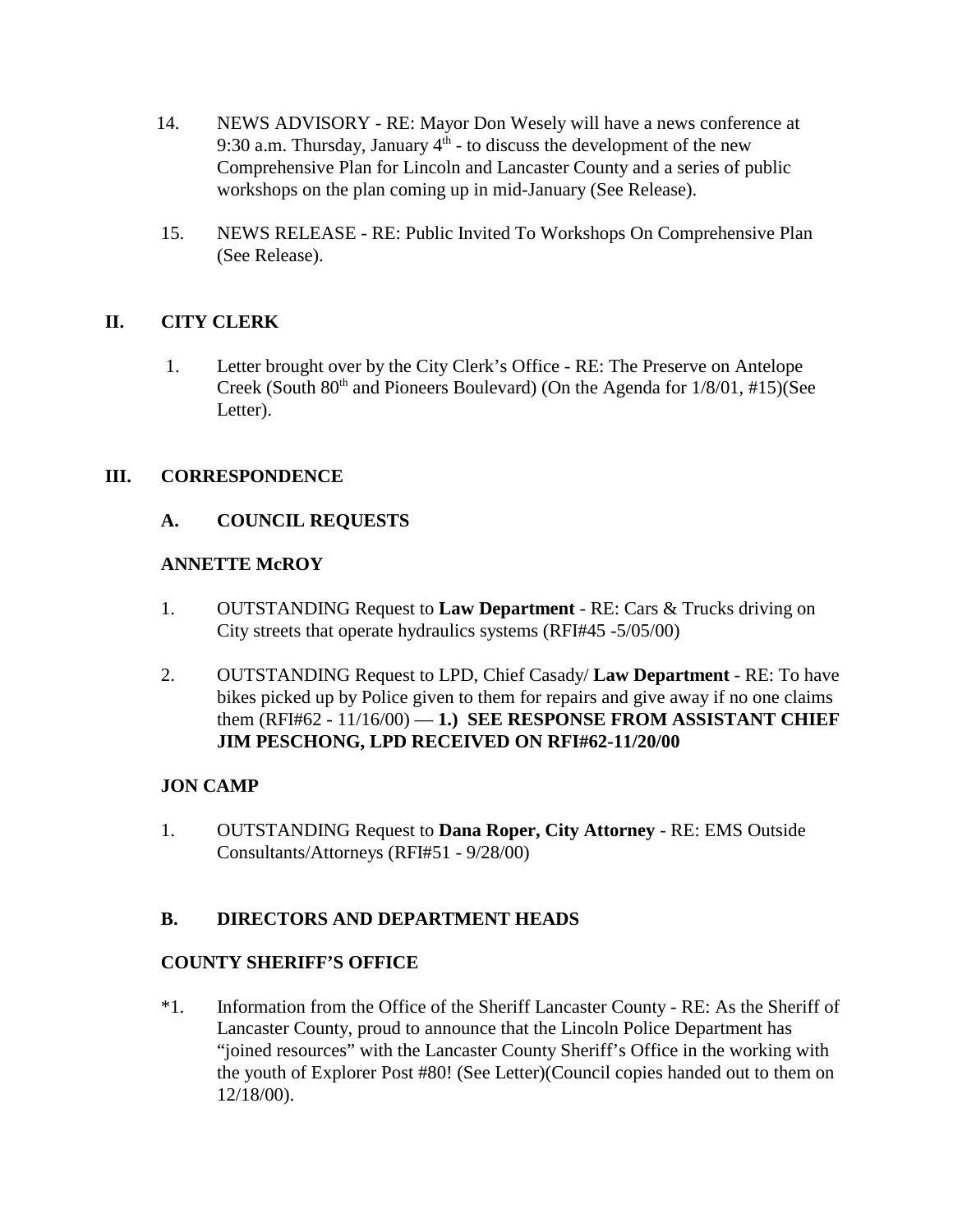14. NEWS ADVISORY - RE: Mayor Don Wesely will have a news conference at 9:30 a.m. Thursday, January 4th - to discuss the development of the new Comprehensive Plan for Lincoln and Lancaster County and a series of public workshops on the plan coming up in mid-January (See Release).

15. NEWS RELEASE - RE: Public Invited To Workshops On Comprehensive Plan (See Release).

## II. CITY CLERK

1. Letter brought over by the City Clerk's Office - RE: The Preserve on Antelope Creek (South 80th and Pioneers Boulevard) (On the Agenda for 1/8/01, #15)(See Letter).

## III. CORRESPONDENCE

### A. COUNCIL REQUESTS

**ANNETTE McROY**

1. OUTSTANDING Request to **Law Department** - RE: Cars & Trucks driving on City streets that operate hydraulics systems (RFI#45 -5/05/00)

2. OUTSTANDING Request to LPD, Chief Casady/ **Law Department** - RE: To have bikes picked up by Police given to them for repairs and give away if no one claims them (RFI#62 - 11/16/00) — **1.) SEE RESPONSE FROM ASSISTANT CHIEF JIM PESCHONG, LPD RECEIVED ON RFI#62-11/20/00**

**JON CAMP**

1. OUTSTANDING Request to **Dana Roper, City Attorney** - RE: EMS Outside Consultants/Attorneys (RFI#51 - 9/28/00)

### B. DIRECTORS AND DEPARTMENT HEADS

**COUNTY SHERIFF'S OFFICE**

*1. Information from the Office of the Sheriff Lancaster County - RE: As the Sheriff of Lancaster County, proud to announce that the Lincoln Police Department has "joined resources" with the Lancaster County Sheriff's Office in the working with the youth of Explorer Post #80! (See Letter)(Council copies handed out to them on 12/18/00).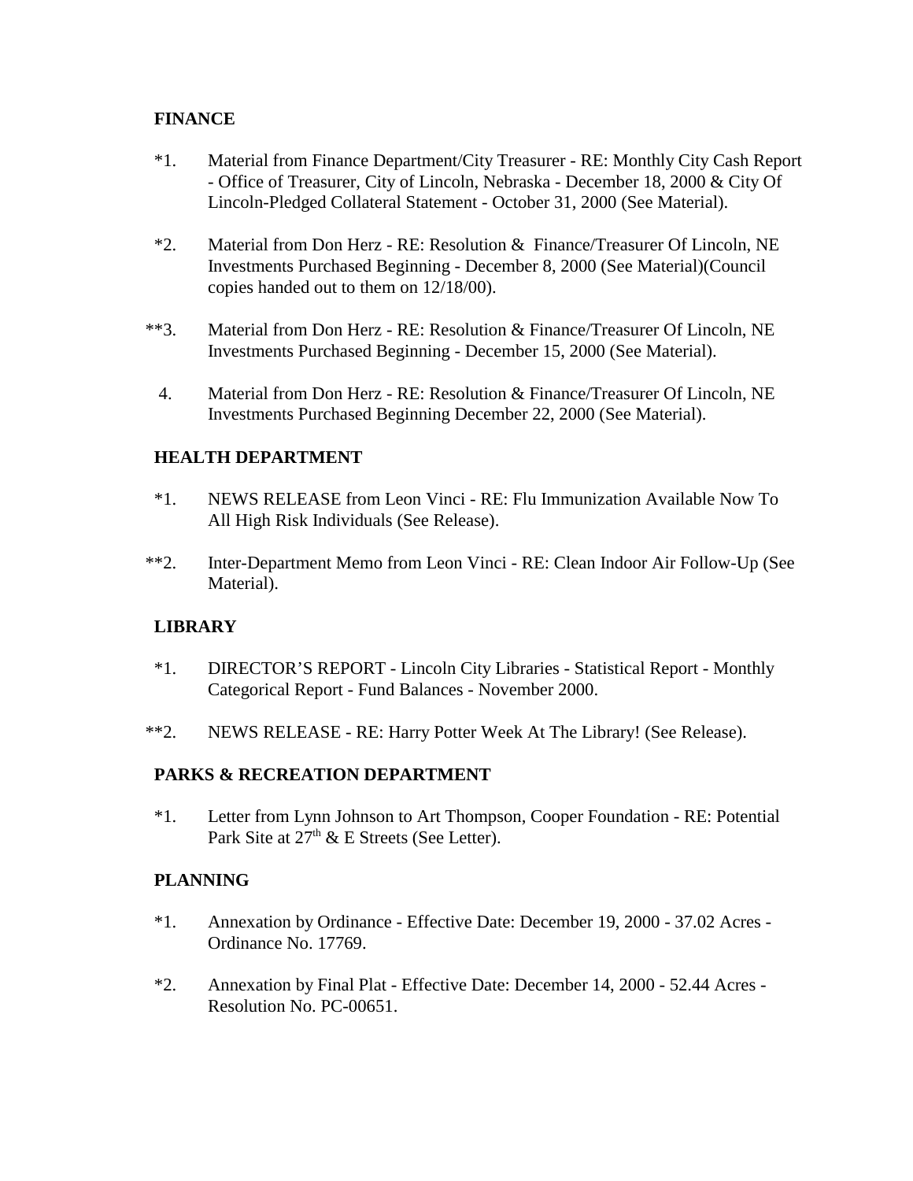**FINANCE**

*1. Material from Finance Department/City Treasurer - RE: Monthly City Cash Report - Office of Treasurer, City of Lincoln, Nebraska - December 18, 2000 & City Of Lincoln-Pledged Collateral Statement - October 31, 2000 (See Material).

*2. Material from Don Herz - RE: Resolution & Finance/Treasurer Of Lincoln, NE Investments Purchased Beginning - December 8, 2000 (See Material)(Council copies handed out to them on 12/18/00).

**3. Material from Don Herz - RE: Resolution & Finance/Treasurer Of Lincoln, NE Investments Purchased Beginning - December 15, 2000 (See Material).

4. Material from Don Herz - RE: Resolution & Finance/Treasurer Of Lincoln, NE Investments Purchased Beginning December 22, 2000 (See Material).

**HEALTH DEPARTMENT**

*1. NEWS RELEASE from Leon Vinci - RE: Flu Immunization Available Now To All High Risk Individuals (See Release).

**2. Inter-Department Memo from Leon Vinci - RE: Clean Indoor Air Follow-Up (See Material).

**LIBRARY**

*1. DIRECTOR'S REPORT - Lincoln City Libraries - Statistical Report - Monthly Categorical Report - Fund Balances - November 2000.

**2. NEWS RELEASE - RE: Harry Potter Week At The Library! (See Release).

**PARKS & RECREATION DEPARTMENT**

*1. Letter from Lynn Johnson to Art Thompson, Cooper Foundation - RE: Potential Park Site at 27th & E Streets (See Letter).

**PLANNING**

*1. Annexation by Ordinance - Effective Date: December 19, 2000 - 37.02 Acres - Ordinance No. 17769.

*2. Annexation by Final Plat - Effective Date: December 14, 2000 - 52.44 Acres - Resolution No. PC-00651.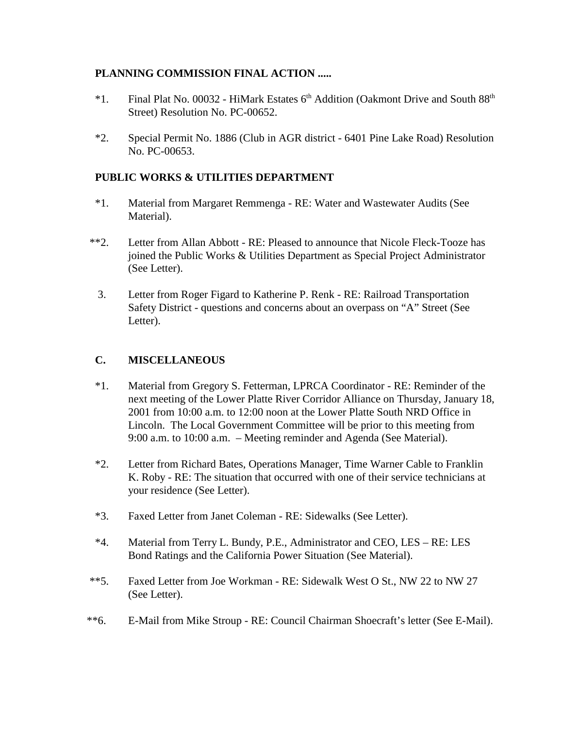**PLANNING COMMISSION FINAL ACTION .....**

*1. Final Plat No. 00032 - HiMark Estates 6th Addition (Oakmont Drive and South 88th Street) Resolution No. PC-00652.

*2. Special Permit No. 1886 (Club in AGR district - 6401 Pine Lake Road) Resolution No. PC-00653.

**PUBLIC WORKS & UTILITIES DEPARTMENT**

*1. Material from Margaret Remmenga - RE: Water and Wastewater Audits (See Material).

**2. Letter from Allan Abbott - RE: Pleased to announce that Nicole Fleck-Tooze has joined the Public Works & Utilities Department as Special Project Administrator (See Letter).

3. Letter from Roger Figard to Katherine P. Renk - RE: Railroad Transportation Safety District - questions and concerns about an overpass on "A" Street (See Letter).

**C. MISCELLANEOUS**

*1. Material from Gregory S. Fetterman, LPRCA Coordinator - RE: Reminder of the next meeting of the Lower Platte River Corridor Alliance on Thursday, January 18, 2001 from 10:00 a.m. to 12:00 noon at the Lower Platte South NRD Office in Lincoln. The Local Government Committee will be prior to this meeting from 9:00 a.m. to 10:00 a.m. – Meeting reminder and Agenda (See Material).

*2. Letter from Richard Bates, Operations Manager, Time Warner Cable to Franklin K. Roby - RE: The situation that occurred with one of their service technicians at your residence (See Letter).

*3. Faxed Letter from Janet Coleman - RE: Sidewalks (See Letter).

*4. Material from Terry L. Bundy, P.E., Administrator and CEO, LES – RE: LES Bond Ratings and the California Power Situation (See Material).

**5. Faxed Letter from Joe Workman - RE: Sidewalk West O St., NW 22 to NW 27 (See Letter).

**6. E-Mail from Mike Stroup - RE: Council Chairman Shoecraft's letter (See E-Mail).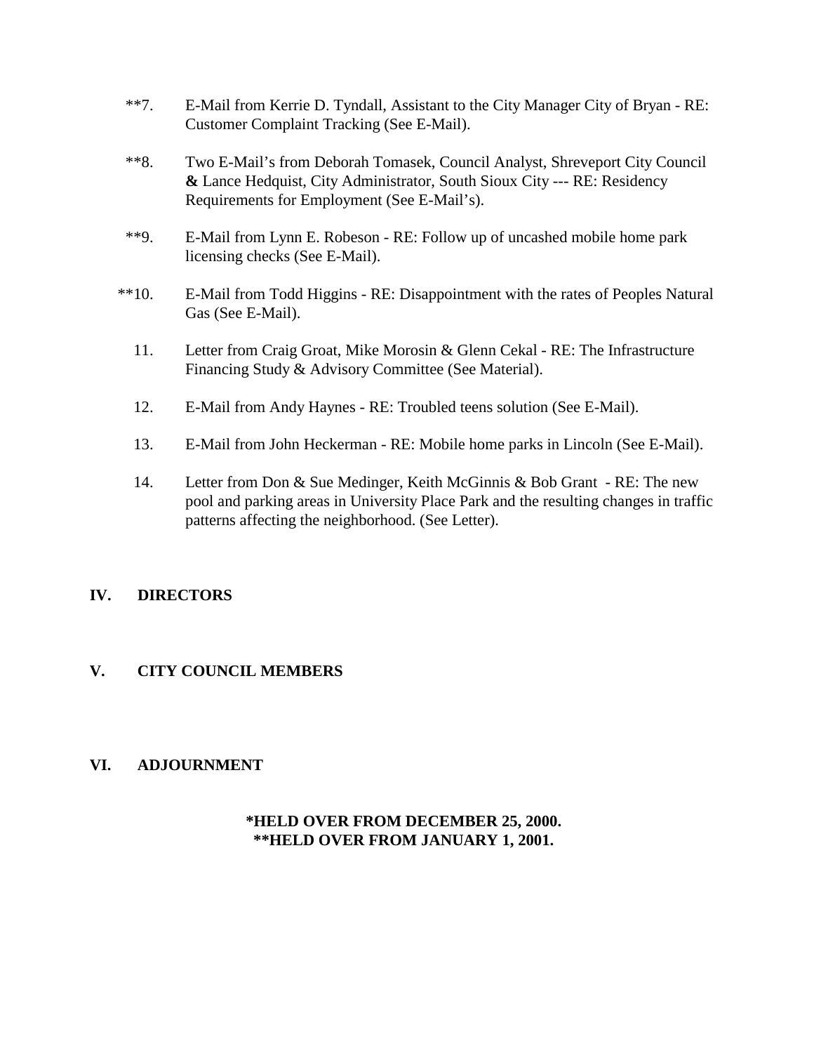**7. E-Mail from Kerrie D. Tyndall, Assistant to the City Manager City of Bryan - RE: Customer Complaint Tracking (See E-Mail).

**8. Two E-Mail's from Deborah Tomasek, Council Analyst, Shreveport City Council **&** Lance Hedquist, City Administrator, South Sioux City --- RE: Residency Requirements for Employment (See E-Mail's).

**9. E-Mail from Lynn E. Robeson - RE: Follow up of uncashed mobile home park licensing checks (See E-Mail).

**10. E-Mail from Todd Higgins - RE: Disappointment with the rates of Peoples Natural Gas (See E-Mail).

11. Letter from Craig Groat, Mike Morosin & Glenn Cekal - RE: The Infrastructure Financing Study & Advisory Committee (See Material).

12. E-Mail from Andy Haynes - RE: Troubled teens solution (See E-Mail).

13. E-Mail from John Heckerman - RE: Mobile home parks in Lincoln (See E-Mail).

14. Letter from Don & Sue Medinger, Keith McGinnis & Bob Grant - RE: The new pool and parking areas in University Place Park and the resulting changes in traffic patterns affecting the neighborhood. (See Letter).

## IV. DIRECTORS

## V. CITY COUNCIL MEMBERS

## VI. ADJOURNMENT

**\*HELD OVER FROM DECEMBER 25, 2000.**
**\*\*HELD OVER FROM JANUARY 1, 2001.**